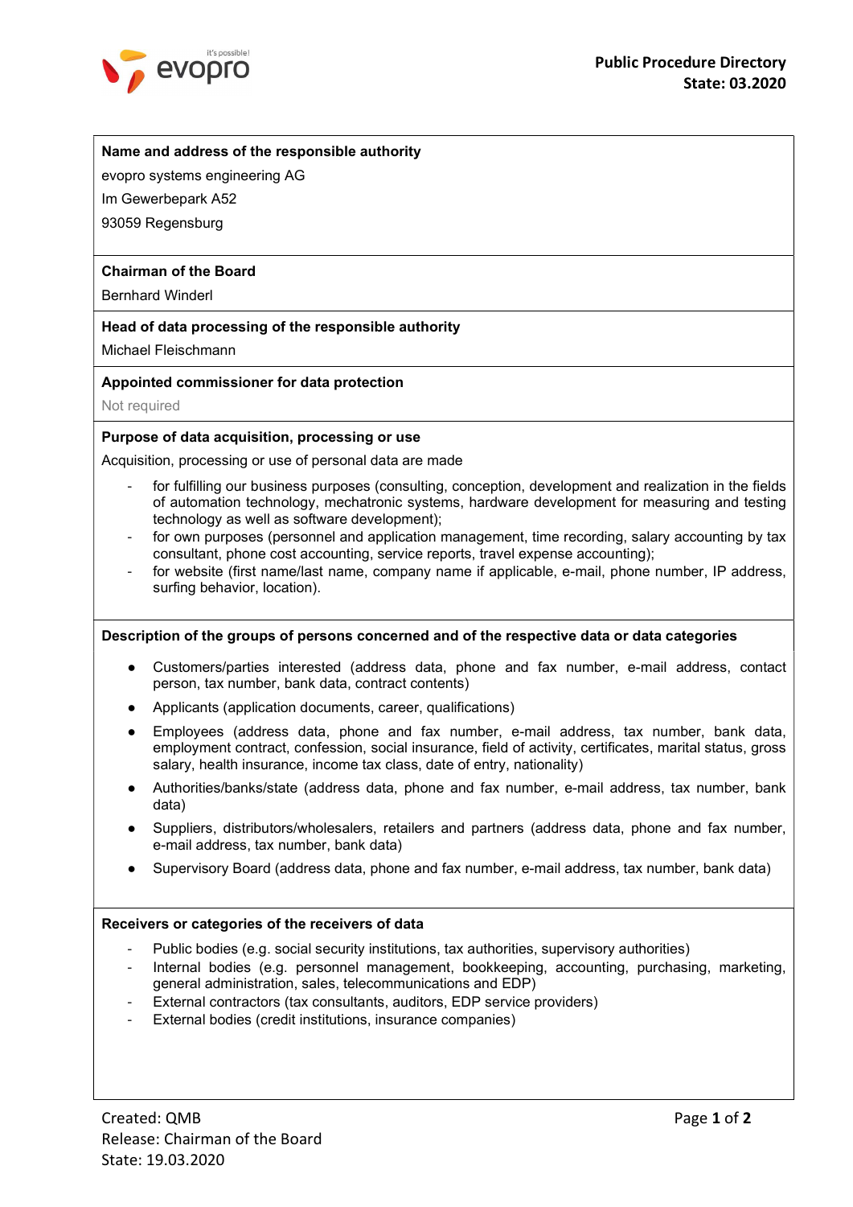# Public Procedure Directory

**State: 03.2020**

**Name and address of the responsible authority**

evopro systems engineering AG

Im Gewerbepark A52

93059 Regensburg

**Chairman of the Board**

Bernhard Winderl

**Head of data processing of the responsible authority**

Michael Fleischmann

**Appointed commissioner for data protection**

Not required

**Purpose of data acquisition, processing or use**

Acquisition, processing or use of personal data are made

- for fulfilling our business purposes (consulting, conception, development and realization in the fields of automation technology, mechatronic systems, hardware development for measuring and testing technology as well as software development);
- for own purposes (personnel and application management, time recording, salary accounting by tax consultant, phone cost accounting, service reports, travel expense accounting);
- for website (first name/last name, company name if applicable, e-mail, phone number, IP address, surfing behavior, location).

**Description of the groups of persons concerned and of the respective data or data categories**

- Customers/parties interested (address data, phone and fax number, e-mail address, contact person, tax number, bank data, contract contents)
- Applicants (application documents, career, qualifications)
- Employees (address data, phone and fax number, e-mail address, tax number, bank data, employment contract, confession, social insurance, field of activity, certificates, marital status, gross salary, health insurance, income tax class, date of entry, nationality)
- Authorities/banks/state (address data, phone and fax number, e-mail address, tax number, bank data)
- Suppliers, distributors/wholesalers, retailers and partners (address data, phone and fax number, e-mail address, tax number, bank data)
- Supervisory Board (address data, phone and fax number, e-mail address, tax number, bank data)

**Receivers or categories of the receivers of data**

- Public bodies (e.g. social security institutions, tax authorities, supervisory authorities)
- Internal bodies (e.g. personnel management, bookkeeping, accounting, purchasing, marketing, general administration, sales, telecommunications and EDP)
- External contractors (tax consultants, auditors, EDP service providers)
- External bodies (credit institutions, insurance companies)

Created: QMB
Release: Chairman of the Board
State: 19.03.2020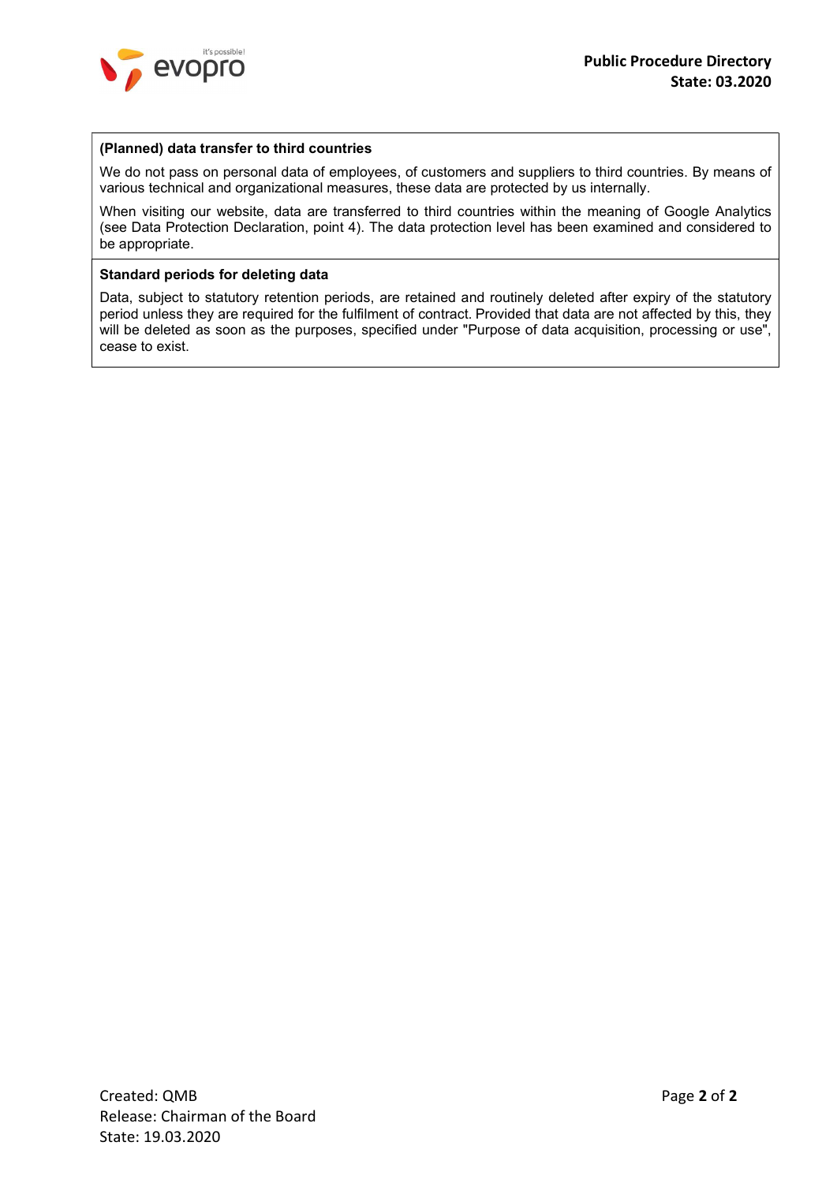**(Planned) data transfer to third countries**

We do not pass on personal data of employees, of customers and suppliers to third countries. By means of various technical and organizational measures, these data are protected by us internally.

When visiting our website, data are transferred to third countries within the meaning of Google Analytics (see Data Protection Declaration, point 4). The data protection level has been examined and considered to be appropriate.

**Standard periods for deleting data**

Data, subject to statutory retention periods, are retained and routinely deleted after expiry of the statutory period unless they are required for the fulfilment of contract. Provided that data are not affected by this, they will be deleted as soon as the purposes, specified under "Purpose of data acquisition, processing or use", cease to exist.

Created: QMB
Release: Chairman of the Board
State: 19.03.2020